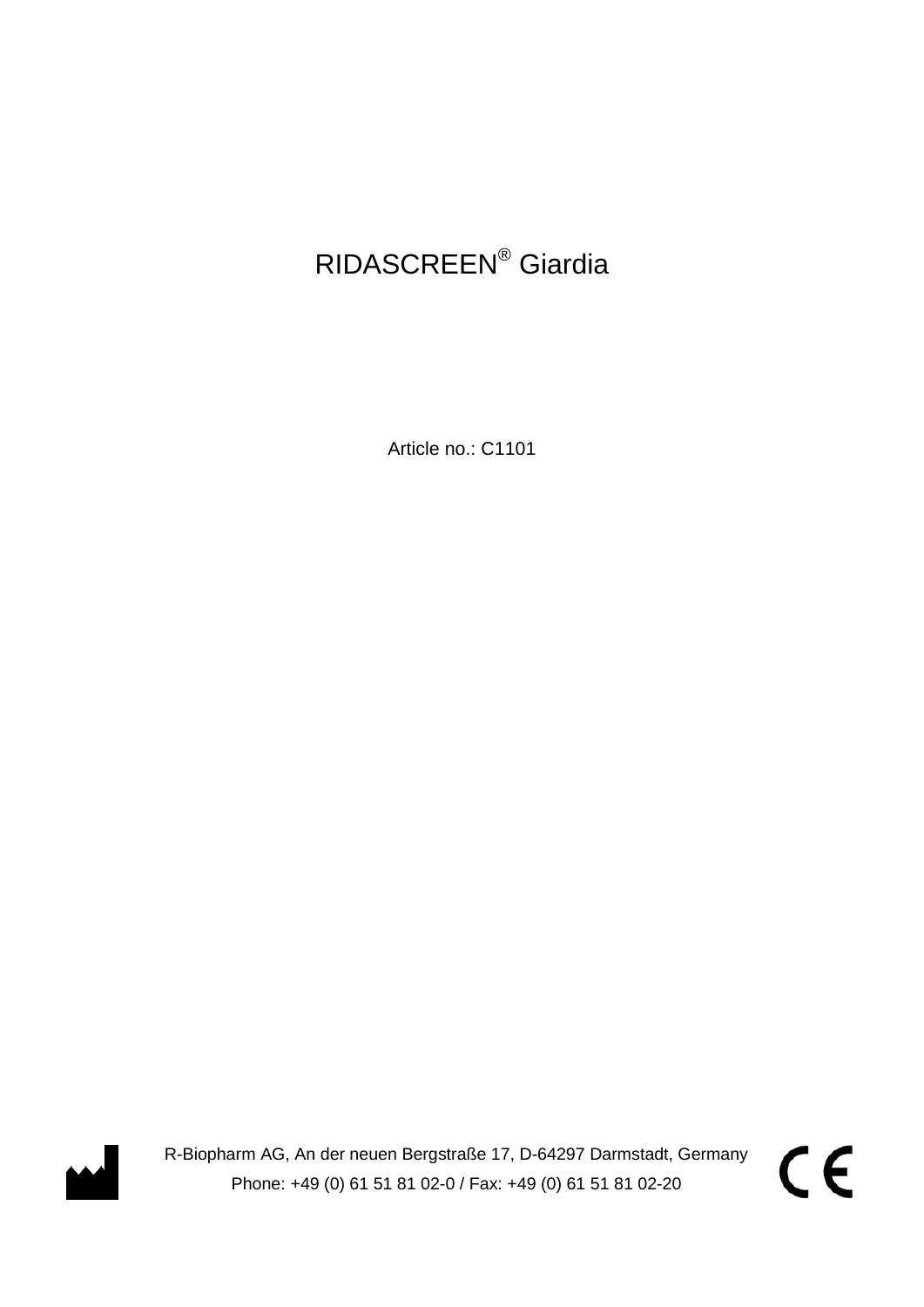# RIDASCREEN® Giardia

Article no.: C1101

R-Biopharm AG, An der neuen Bergstraße 17, D-64297 Darmstadt, Germany
Phone: +49 (0) 61 51 81 02-0 / Fax: +49 (0) 61 51 81 02-20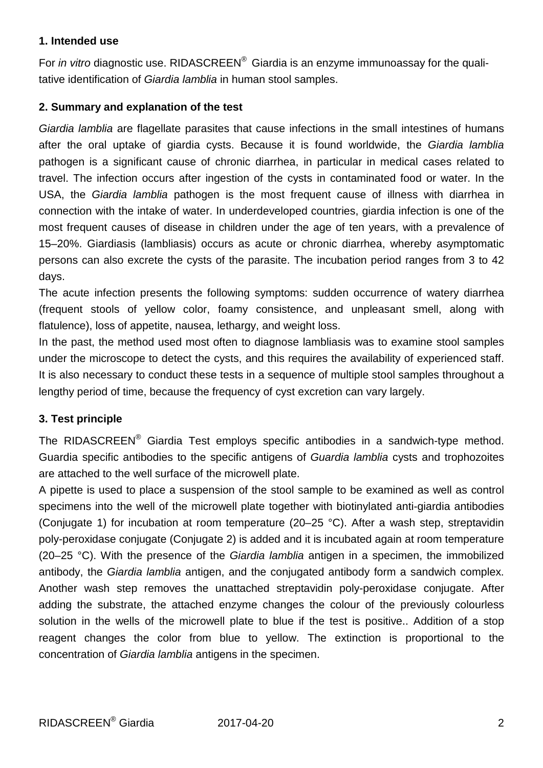## 1. Intended use

For *in vitro* diagnostic use. RIDASCREEN® Giardia is an enzyme immunoassay for the qualitative identification of *Giardia lamblia* in human stool samples.

## 2. Summary and explanation of the test

*Giardia lamblia* are flagellate parasites that cause infections in the small intestines of humans after the oral uptake of giardia cysts. Because it is found worldwide, the *Giardia lamblia* pathogen is a significant cause of chronic diarrhea, in particular in medical cases related to travel. The infection occurs after ingestion of the cysts in contaminated food or water. In the USA, the *Giardia lamblia* pathogen is the most frequent cause of illness with diarrhea in connection with the intake of water. In underdeveloped countries, giardia infection is one of the most frequent causes of disease in children under the age of ten years, with a prevalence of 15–20%. Giardiasis (lambliasis) occurs as acute or chronic diarrhea, whereby asymptomatic persons can also excrete the cysts of the parasite. The incubation period ranges from 3 to 42 days.

The acute infection presents the following symptoms: sudden occurrence of watery diarrhea (frequent stools of yellow color, foamy consistence, and unpleasant smell, along with flatulence), loss of appetite, nausea, lethargy, and weight loss.

In the past, the method used most often to diagnose lambliasis was to examine stool samples under the microscope to detect the cysts, and this requires the availability of experienced staff. It is also necessary to conduct these tests in a sequence of multiple stool samples throughout a lengthy period of time, because the frequency of cyst excretion can vary largely.

## 3. Test principle

The RIDASCREEN® Giardia Test employs specific antibodies in a sandwich-type method. Guardia specific antibodies to the specific antigens of *Guardia lamblia* cysts and trophozoites are attached to the well surface of the microwell plate.

A pipette is used to place a suspension of the stool sample to be examined as well as control specimens into the well of the microwell plate together with biotinylated anti-giardia antibodies (Conjugate 1) for incubation at room temperature (20–25 °C). After a wash step, streptavidin poly-peroxidase conjugate (Conjugate 2) is added and it is incubated again at room temperature (20–25 °C). With the presence of the *Giardia lamblia* antigen in a specimen, the immobilized antibody, the *Giardia lamblia* antigen, and the conjugated antibody form a sandwich complex. Another wash step removes the unattached streptavidin poly-peroxidase conjugate. After adding the substrate, the attached enzyme changes the colour of the previously colourless solution in the wells of the microwell plate to blue if the test is positive.. Addition of a stop reagent changes the color from blue to yellow. The extinction is proportional to the concentration of *Giardia lamblia* antigens in the specimen.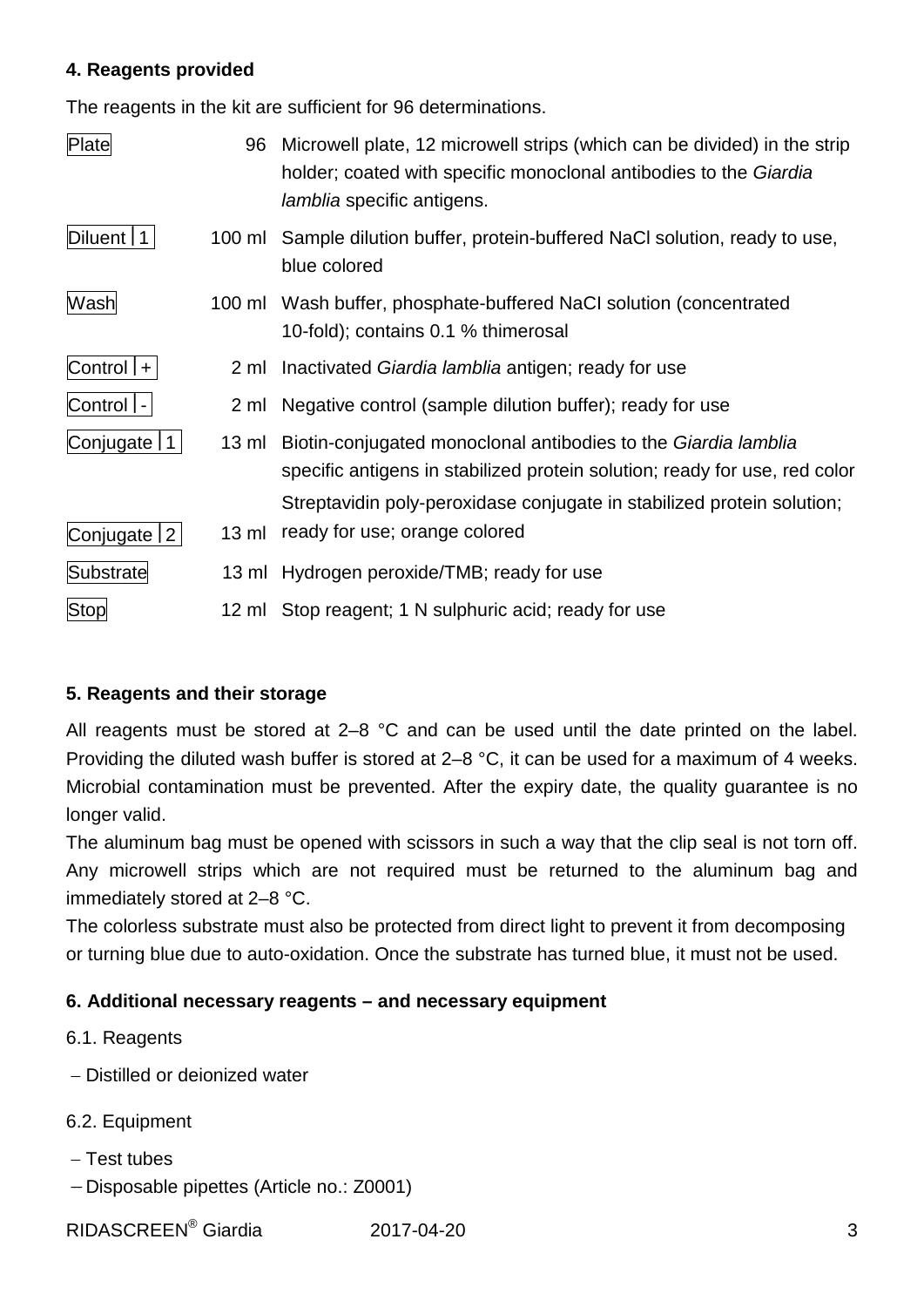## 4. Reagents provided

The reagents in the kit are sufficient for 96 determinations.

| | | |
|---|---|---|
| Plate | 96 | Microwell plate, 12 microwell strips (which can be divided) in the strip holder; coated with specific monoclonal antibodies to the *Giardia lamblia* specific antigens. |
| Diluent \| 1 | 100 ml | Sample dilution buffer, protein-buffered NaCl solution, ready to use, blue colored |
| Wash | 100 ml | Wash buffer, phosphate-buffered NaCI solution (concentrated 10-fold); contains 0.1 % thimerosal |
| Control \| + | 2 ml | Inactivated *Giardia lamblia* antigen; ready for use |
| Control \| - | 2 ml | Negative control (sample dilution buffer); ready for use |
| Conjugate \| 1 | 13 ml | Biotin-conjugated monoclonal antibodies to the *Giardia lamblia* specific antigens in stabilized protein solution; ready for use, red color |
| Conjugate \| 2 | 13 ml | Streptavidin poly-peroxidase conjugate in stabilized protein solution; ready for use; orange colored |
| Substrate | 13 ml | Hydrogen peroxide/TMB; ready for use |
| Stop | 12 ml | Stop reagent; 1 N sulphuric acid; ready for use |

## 5. Reagents and their storage

All reagents must be stored at 2–8 °C and can be used until the date printed on the label. Providing the diluted wash buffer is stored at 2–8 °C, it can be used for a maximum of 4 weeks. Microbial contamination must be prevented. After the expiry date, the quality guarantee is no longer valid.

The aluminum bag must be opened with scissors in such a way that the clip seal is not torn off. Any microwell strips which are not required must be returned to the aluminum bag and immediately stored at 2–8 °C.

The colorless substrate must also be protected from direct light to prevent it from decomposing or turning blue due to auto-oxidation. Once the substrate has turned blue, it must not be used.

## 6. Additional necessary reagents – and necessary equipment

6.1. Reagents

- Distilled or deionized water

6.2. Equipment

- Test tubes
- Disposable pipettes (Article no.: Z0001)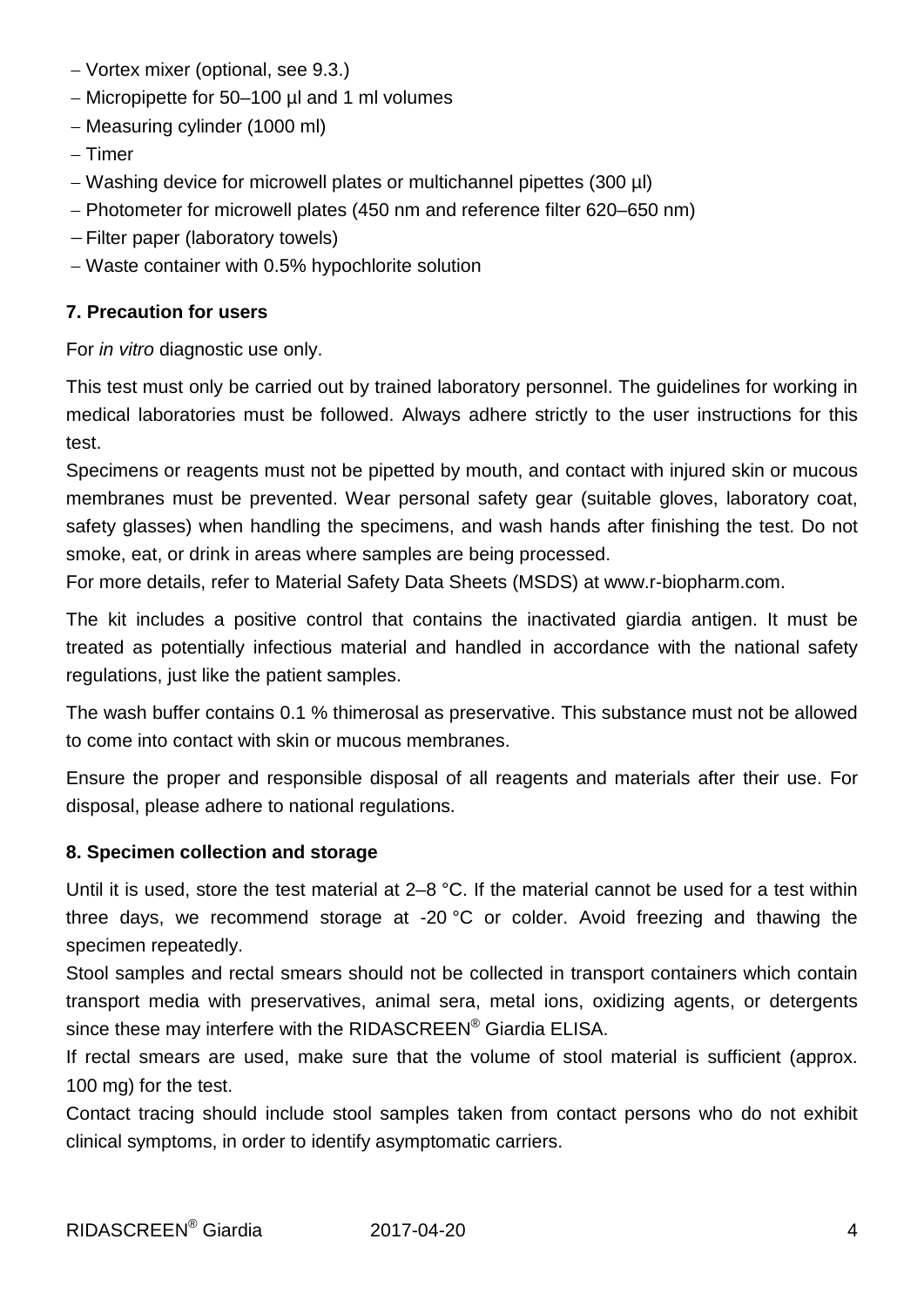- Vortex mixer (optional, see 9.3.)
- Micropipette for 50–100 µl and 1 ml volumes
- Measuring cylinder (1000 ml)
- Timer
- Washing device for microwell plates or multichannel pipettes (300 µl)
- Photometer for microwell plates (450 nm and reference filter 620–650 nm)
- Filter paper (laboratory towels)
- Waste container with 0.5% hypochlorite solution

### 7. Precaution for users

For *in vitro* diagnostic use only.

This test must only be carried out by trained laboratory personnel. The guidelines for working in medical laboratories must be followed. Always adhere strictly to the user instructions for this test.

Specimens or reagents must not be pipetted by mouth, and contact with injured skin or mucous membranes must be prevented. Wear personal safety gear (suitable gloves, laboratory coat, safety glasses) when handling the specimens, and wash hands after finishing the test. Do not smoke, eat, or drink in areas where samples are being processed.

For more details, refer to Material Safety Data Sheets (MSDS) at www.r-biopharm.com.

The kit includes a positive control that contains the inactivated giardia antigen. It must be treated as potentially infectious material and handled in accordance with the national safety regulations, just like the patient samples.

The wash buffer contains 0.1 % thimerosal as preservative. This substance must not be allowed to come into contact with skin or mucous membranes.

Ensure the proper and responsible disposal of all reagents and materials after their use. For disposal, please adhere to national regulations.

### 8. Specimen collection and storage

Until it is used, store the test material at 2–8 °C. If the material cannot be used for a test within three days, we recommend storage at -20 °C or colder. Avoid freezing and thawing the specimen repeatedly.

Stool samples and rectal smears should not be collected in transport containers which contain transport media with preservatives, animal sera, metal ions, oxidizing agents, or detergents since these may interfere with the RIDASCREEN® Giardia ELISA.

If rectal smears are used, make sure that the volume of stool material is sufficient (approx. 100 mg) for the test.

Contact tracing should include stool samples taken from contact persons who do not exhibit clinical symptoms, in order to identify asymptomatic carriers.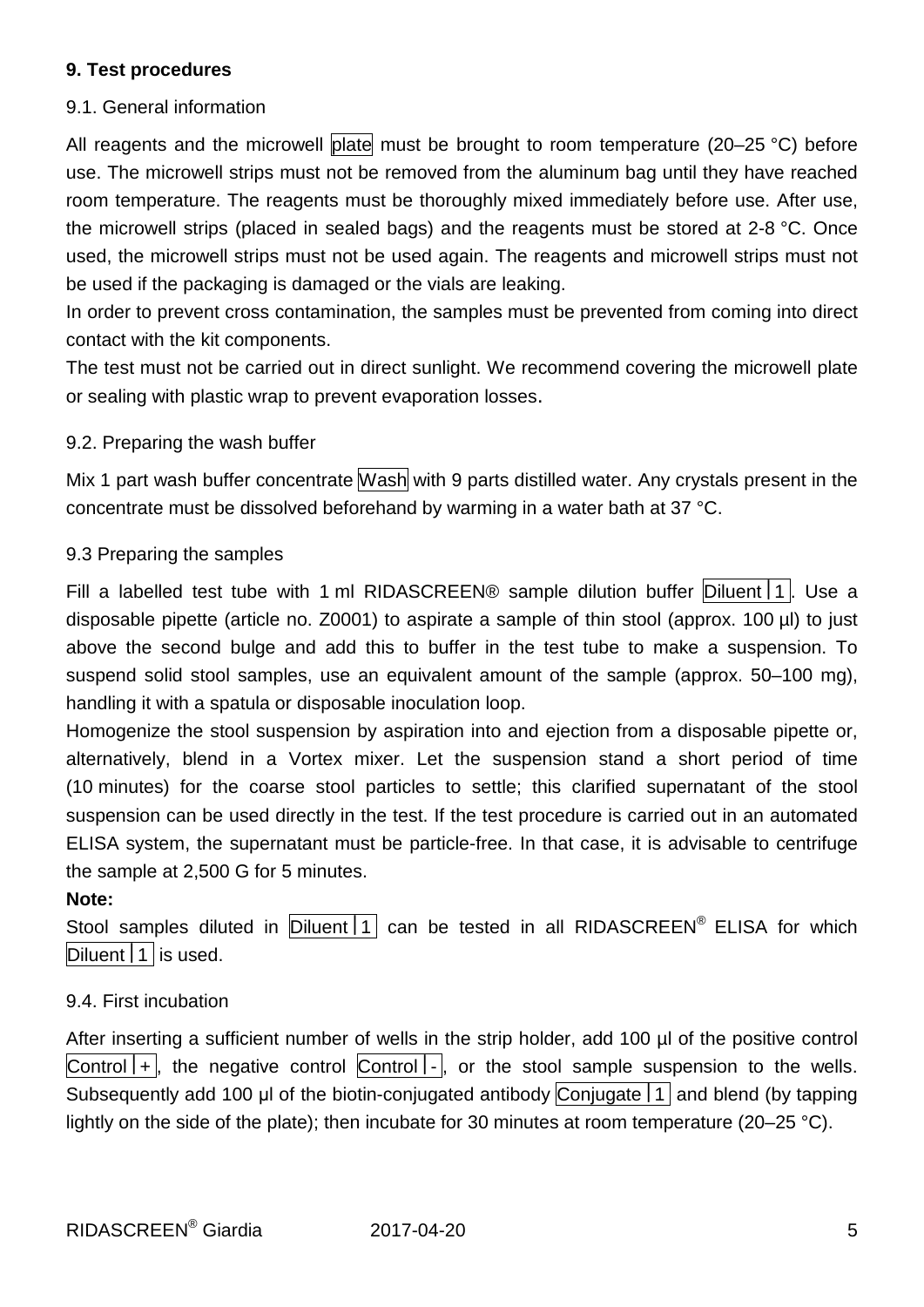## 9. Test procedures

### 9.1. General information

All reagents and the microwell plate must be brought to room temperature (20–25 °C) before use. The microwell strips must not be removed from the aluminum bag until they have reached room temperature. The reagents must be thoroughly mixed immediately before use. After use, the microwell strips (placed in sealed bags) and the reagents must be stored at 2-8 °C. Once used, the microwell strips must not be used again. The reagents and microwell strips must not be used if the packaging is damaged or the vials are leaking.

In order to prevent cross contamination, the samples must be prevented from coming into direct contact with the kit components.

The test must not be carried out in direct sunlight. We recommend covering the microwell plate or sealing with plastic wrap to prevent evaporation losses.

### 9.2. Preparing the wash buffer

Mix 1 part wash buffer concentrate Wash with 9 parts distilled water. Any crystals present in the concentrate must be dissolved beforehand by warming in a water bath at 37 °C.

### 9.3 Preparing the samples

Fill a labelled test tube with 1 ml RIDASCREEN® sample dilution buffer Diluent | 1. Use a disposable pipette (article no. Z0001) to aspirate a sample of thin stool (approx. 100 µl) to just above the second bulge and add this to buffer in the test tube to make a suspension. To suspend solid stool samples, use an equivalent amount of the sample (approx. 50–100 mg), handling it with a spatula or disposable inoculation loop.

Homogenize the stool suspension by aspiration into and ejection from a disposable pipette or, alternatively, blend in a Vortex mixer. Let the suspension stand a short period of time (10 minutes) for the coarse stool particles to settle; this clarified supernatant of the stool suspension can be used directly in the test. If the test procedure is carried out in an automated ELISA system, the supernatant must be particle-free. In that case, it is advisable to centrifuge the sample at 2,500 G for 5 minutes.

**Note:**

Stool samples diluted in Diluent | 1 can be tested in all RIDASCREEN® ELISA for which Diluent | 1 is used.

### 9.4. First incubation

After inserting a sufficient number of wells in the strip holder, add 100 µl of the positive control Control | +, the negative control Control | -, or the stool sample suspension to the wells. Subsequently add 100 µl of the biotin-conjugated antibody Conjugate | 1 and blend (by tapping lightly on the side of the plate); then incubate for 30 minutes at room temperature (20–25 °C).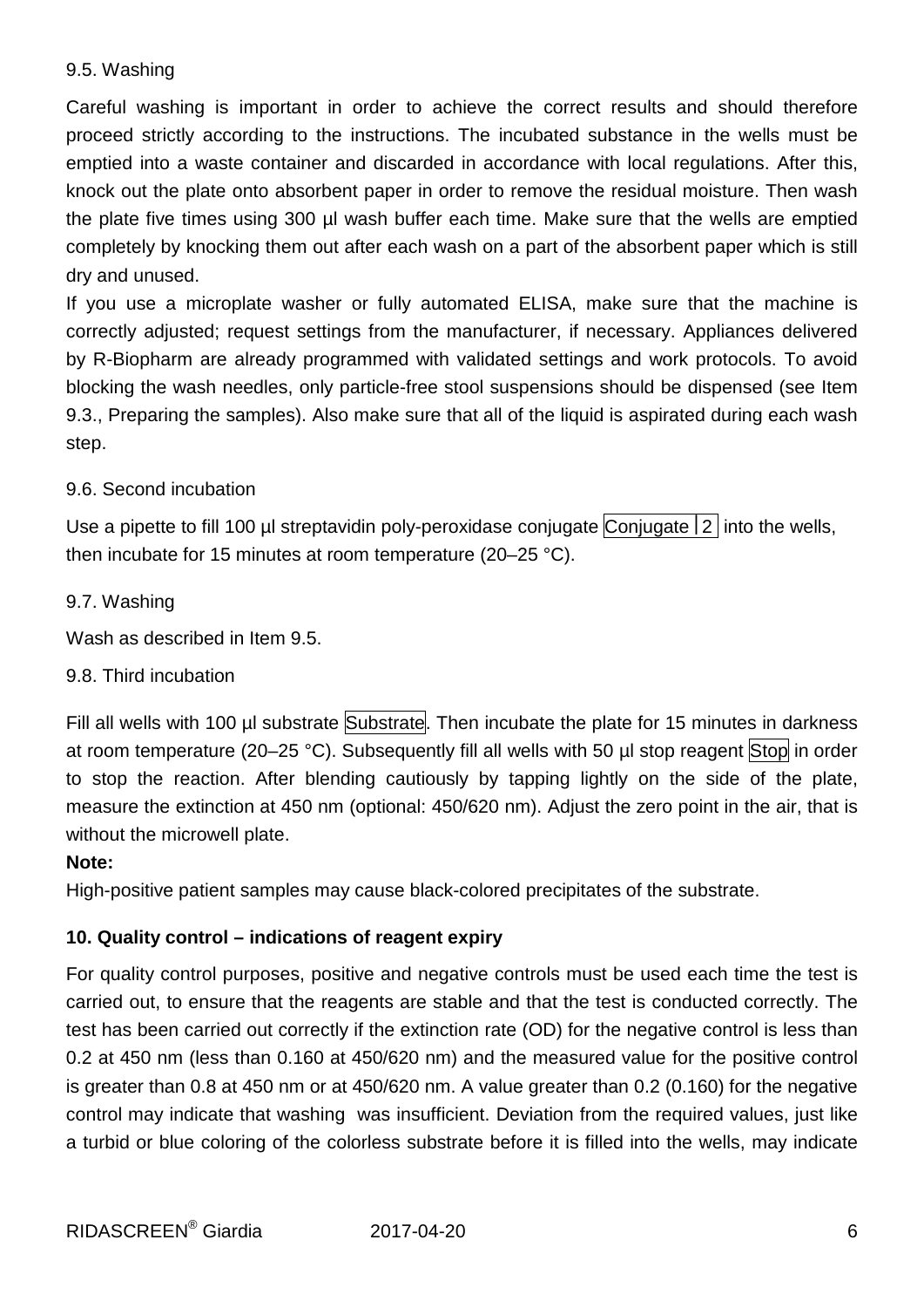9.5. Washing

Careful washing is important in order to achieve the correct results and should therefore proceed strictly according to the instructions. The incubated substance in the wells must be emptied into a waste container and discarded in accordance with local regulations. After this, knock out the plate onto absorbent paper in order to remove the residual moisture. Then wash the plate five times using 300 µl wash buffer each time. Make sure that the wells are emptied completely by knocking them out after each wash on a part of the absorbent paper which is still dry and unused.

If you use a microplate washer or fully automated ELISA, make sure that the machine is correctly adjusted; request settings from the manufacturer, if necessary. Appliances delivered by R-Biopharm are already programmed with validated settings and work protocols. To avoid blocking the wash needles, only particle-free stool suspensions should be dispensed (see Item 9.3., Preparing the samples). Also make sure that all of the liquid is aspirated during each wash step.

9.6. Second incubation

Use a pipette to fill 100 µl streptavidin poly-peroxidase conjugate Conjugate | 2 into the wells, then incubate for 15 minutes at room temperature (20–25 °C).

9.7. Washing

Wash as described in Item 9.5.

9.8. Third incubation

Fill all wells with 100 µl substrate Substrate. Then incubate the plate for 15 minutes in darkness at room temperature (20–25 °C). Subsequently fill all wells with 50 µl stop reagent Stop in order to stop the reaction. After blending cautiously by tapping lightly on the side of the plate, measure the extinction at 450 nm (optional: 450/620 nm). Adjust the zero point in the air, that is without the microwell plate.

**Note:**

High-positive patient samples may cause black-colored precipitates of the substrate.

## 10. Quality control – indications of reagent expiry

For quality control purposes, positive and negative controls must be used each time the test is carried out, to ensure that the reagents are stable and that the test is conducted correctly. The test has been carried out correctly if the extinction rate (OD) for the negative control is less than 0.2 at 450 nm (less than 0.160 at 450/620 nm) and the measured value for the positive control is greater than 0.8 at 450 nm or at 450/620 nm. A value greater than 0.2 (0.160) for the negative control may indicate that washing was insufficient. Deviation from the required values, just like a turbid or blue coloring of the colorless substrate before it is filled into the wells, may indicate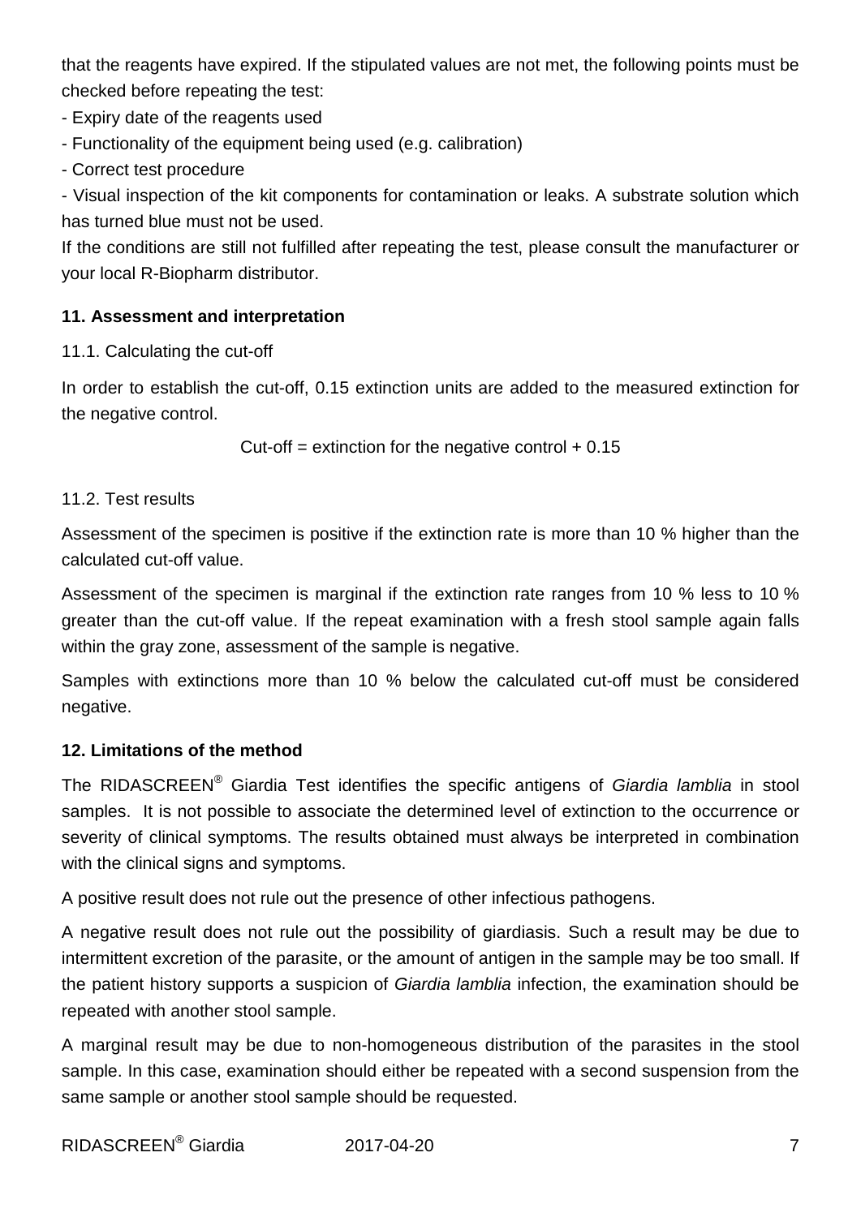that the reagents have expired. If the stipulated values are not met, the following points must be checked before repeating the test:

- Expiry date of the reagents used
- Functionality of the equipment being used (e.g. calibration)
- Correct test procedure
- Visual inspection of the kit components for contamination or leaks. A substrate solution which has turned blue must not be used.

If the conditions are still not fulfilled after repeating the test, please consult the manufacturer or your local R-Biopharm distributor.

## 11. Assessment and interpretation

### 11.1. Calculating the cut-off

In order to establish the cut-off, 0.15 extinction units are added to the measured extinction for the negative control.

Cut-off = extinction for the negative control + 0.15

### 11.2. Test results

Assessment of the specimen is positive if the extinction rate is more than 10 % higher than the calculated cut-off value.

Assessment of the specimen is marginal if the extinction rate ranges from 10 % less to 10 % greater than the cut-off value. If the repeat examination with a fresh stool sample again falls within the gray zone, assessment of the sample is negative.

Samples with extinctions more than 10 % below the calculated cut-off must be considered negative.

## 12. Limitations of the method

The RIDASCREEN® Giardia Test identifies the specific antigens of *Giardia lamblia* in stool samples. It is not possible to associate the determined level of extinction to the occurrence or severity of clinical symptoms. The results obtained must always be interpreted in combination with the clinical signs and symptoms.

A positive result does not rule out the presence of other infectious pathogens.

A negative result does not rule out the possibility of giardiasis. Such a result may be due to intermittent excretion of the parasite, or the amount of antigen in the sample may be too small. If the patient history supports a suspicion of *Giardia lamblia* infection, the examination should be repeated with another stool sample.

A marginal result may be due to non-homogeneous distribution of the parasites in the stool sample. In this case, examination should either be repeated with a second suspension from the same sample or another stool sample should be requested.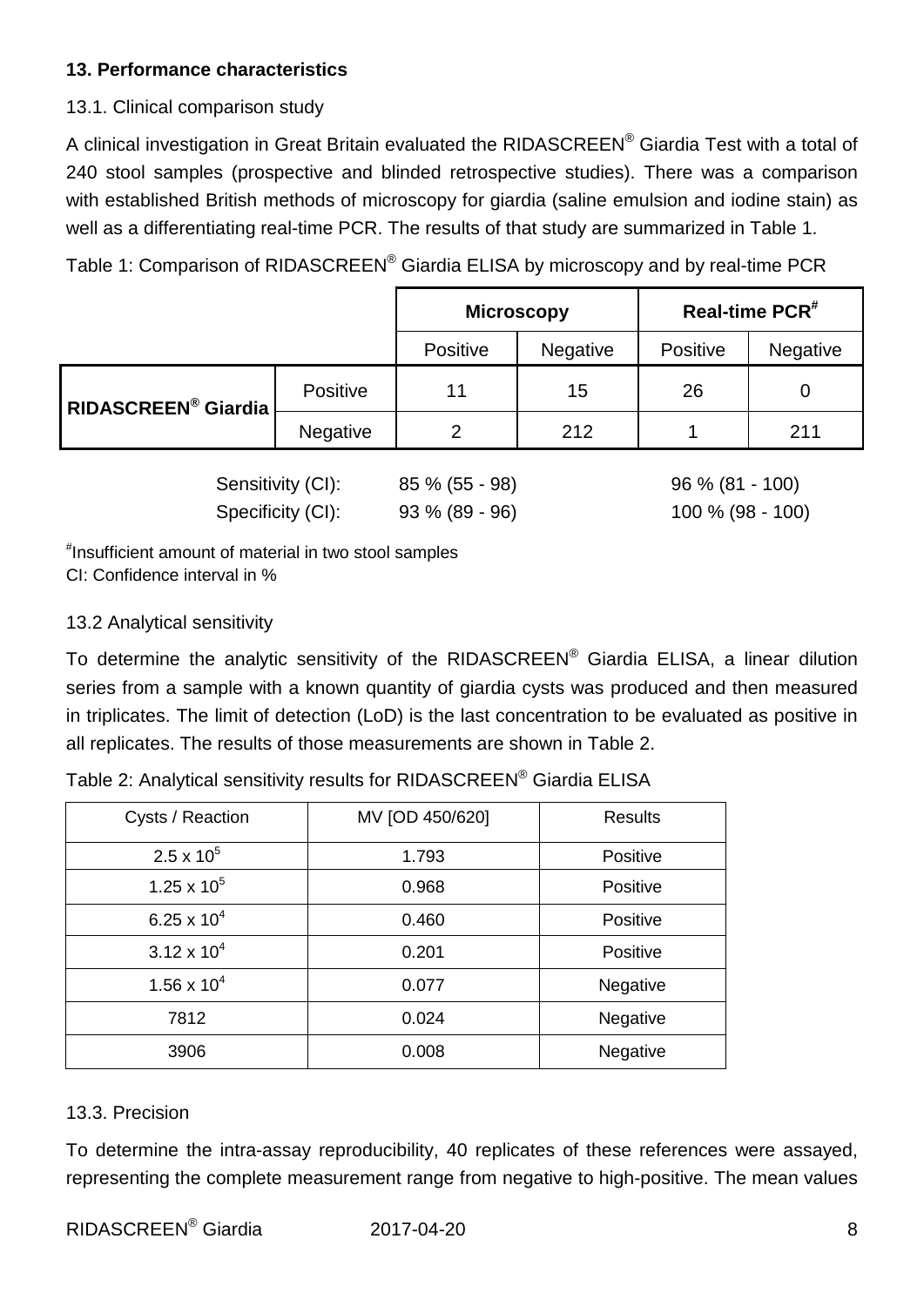## 13. Performance characteristics

### 13.1. Clinical comparison study

A clinical investigation in Great Britain evaluated the RIDASCREEN® Giardia Test with a total of 240 stool samples (prospective and blinded retrospective studies). There was a comparison with established British methods of microscopy for giardia (saline emulsion and iodine stain) as well as a differentiating real-time PCR. The results of that study are summarized in Table 1.

Table 1: Comparison of RIDASCREEN® Giardia ELISA by microscopy and by real-time PCR

| | | Microscopy | | Real-time PCR# | |
|---|---|---|---|---|---|
| | | Positive | Negative | Positive | Negative |
| **RIDASCREEN® Giardia** | Positive | 11 | 15 | 26 | 0 |
| | Negative | 2 | 212 | 1 | 211 |
| | Sensitivity (CI): | 85 % (55 - 98) | | 96 % (81 - 100) | |
| | Specificity (CI): | 93 % (89 - 96) | | 100 % (98 - 100) | |

#Insufficient amount of material in two stool samples
CI: Confidence interval in %

### 13.2 Analytical sensitivity

To determine the analytic sensitivity of the RIDASCREEN® Giardia ELISA, a linear dilution series from a sample with a known quantity of giardia cysts was produced and then measured in triplicates. The limit of detection (LoD) is the last concentration to be evaluated as positive in all replicates. The results of those measurements are shown in Table 2.

Table 2: Analytical sensitivity results for RIDASCREEN® Giardia ELISA

| Cysts / Reaction | MV [OD 450/620] | Results |
|---|---|---|
| $2.5 \times 10^5$ | 1.793 | Positive |
| $1.25 \times 10^5$ | 0.968 | Positive |
| $6.25 \times 10^4$ | 0.460 | Positive |
| $3.12 \times 10^4$ | 0.201 | Positive |
| $1.56 \times 10^4$ | 0.077 | Negative |
| 7812 | 0.024 | Negative |
| 3906 | 0.008 | Negative |

### 13.3. Precision

To determine the intra-assay reproducibility, 40 replicates of these references were assayed, representing the complete measurement range from negative to high-positive. The mean values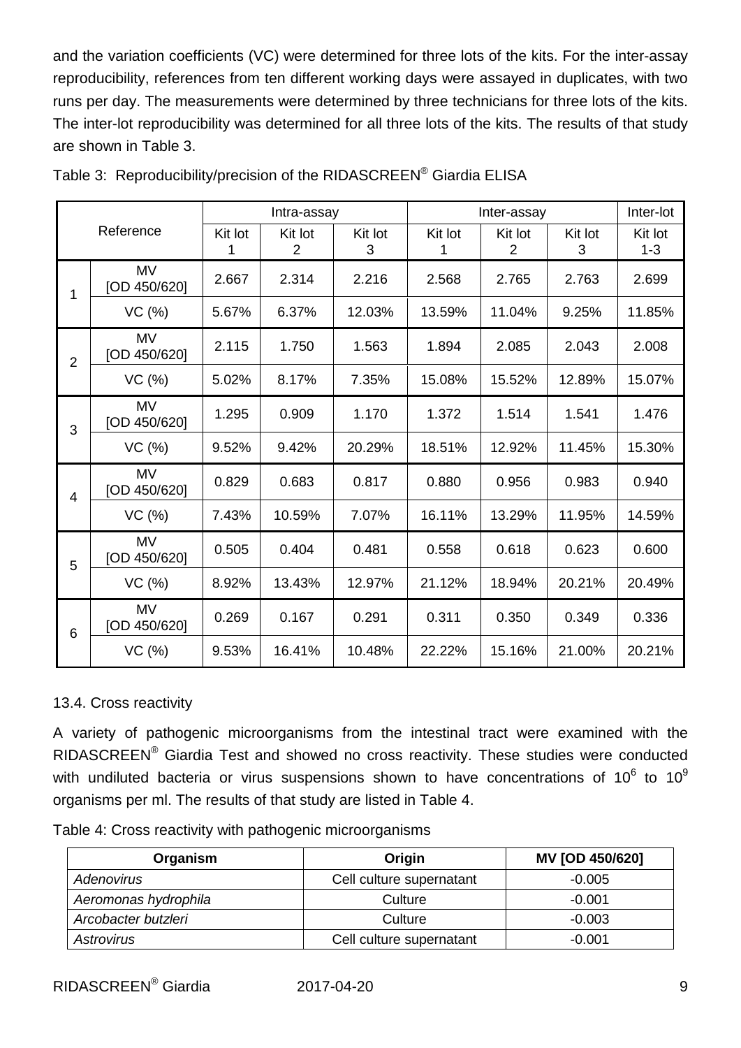and the variation coefficients (VC) were determined for three lots of the kits. For the inter-assay reproducibility, references from ten different working days were assayed in duplicates, with two runs per day. The measurements were determined by three technicians for three lots of the kits. The inter-lot reproducibility was determined for all three lots of the kits. The results of that study are shown in Table 3.

Table 3: Reproducibility/precision of the RIDASCREEN® Giardia ELISA

| Reference | | Intra-assay | | | Inter-assay | | | Inter-lot |
|---|---|---|---|---|---|---|---|---|
| | | Kit lot 1 | Kit lot 2 | Kit lot 3 | Kit lot 1 | Kit lot 2 | Kit lot 3 | Kit lot 1-3 |
| 1 | MV [OD 450/620] | 2.667 | 2.314 | 2.216 | 2.568 | 2.765 | 2.763 | 2.699 |
| | VC (%) | 5.67% | 6.37% | 12.03% | 13.59% | 11.04% | 9.25% | 11.85% |
| 2 | MV [OD 450/620] | 2.115 | 1.750 | 1.563 | 1.894 | 2.085 | 2.043 | 2.008 |
| | VC (%) | 5.02% | 8.17% | 7.35% | 15.08% | 15.52% | 12.89% | 15.07% |
| 3 | MV [OD 450/620] | 1.295 | 0.909 | 1.170 | 1.372 | 1.514 | 1.541 | 1.476 |
| | VC (%) | 9.52% | 9.42% | 20.29% | 18.51% | 12.92% | 11.45% | 15.30% |
| 4 | MV [OD 450/620] | 0.829 | 0.683 | 0.817 | 0.880 | 0.956 | 0.983 | 0.940 |
| | VC (%) | 7.43% | 10.59% | 7.07% | 16.11% | 13.29% | 11.95% | 14.59% |
| 5 | MV [OD 450/620] | 0.505 | 0.404 | 0.481 | 0.558 | 0.618 | 0.623 | 0.600 |
| | VC (%) | 8.92% | 13.43% | 12.97% | 21.12% | 18.94% | 20.21% | 20.49% |
| 6 | MV [OD 450/620] | 0.269 | 0.167 | 0.291 | 0.311 | 0.350 | 0.349 | 0.336 |
| | VC (%) | 9.53% | 16.41% | 10.48% | 22.22% | 15.16% | 21.00% | 20.21% |

### 13.4. Cross reactivity

A variety of pathogenic microorganisms from the intestinal tract were examined with the RIDASCREEN® Giardia Test and showed no cross reactivity. These studies were conducted with undiluted bacteria or virus suspensions shown to have concentrations of $10^6$ to $10^9$ organisms per ml. The results of that study are listed in Table 4.

Table 4: Cross reactivity with pathogenic microorganisms

| Organism | Origin | MV [OD 450/620] |
|---|---|---|
| *Adenovirus* | Cell culture supernatant | -0.005 |
| *Aeromonas hydrophila* | Culture | -0.001 |
| *Arcobacter butzleri* | Culture | -0.003 |
| *Astrovirus* | Cell culture supernatant | -0.001 |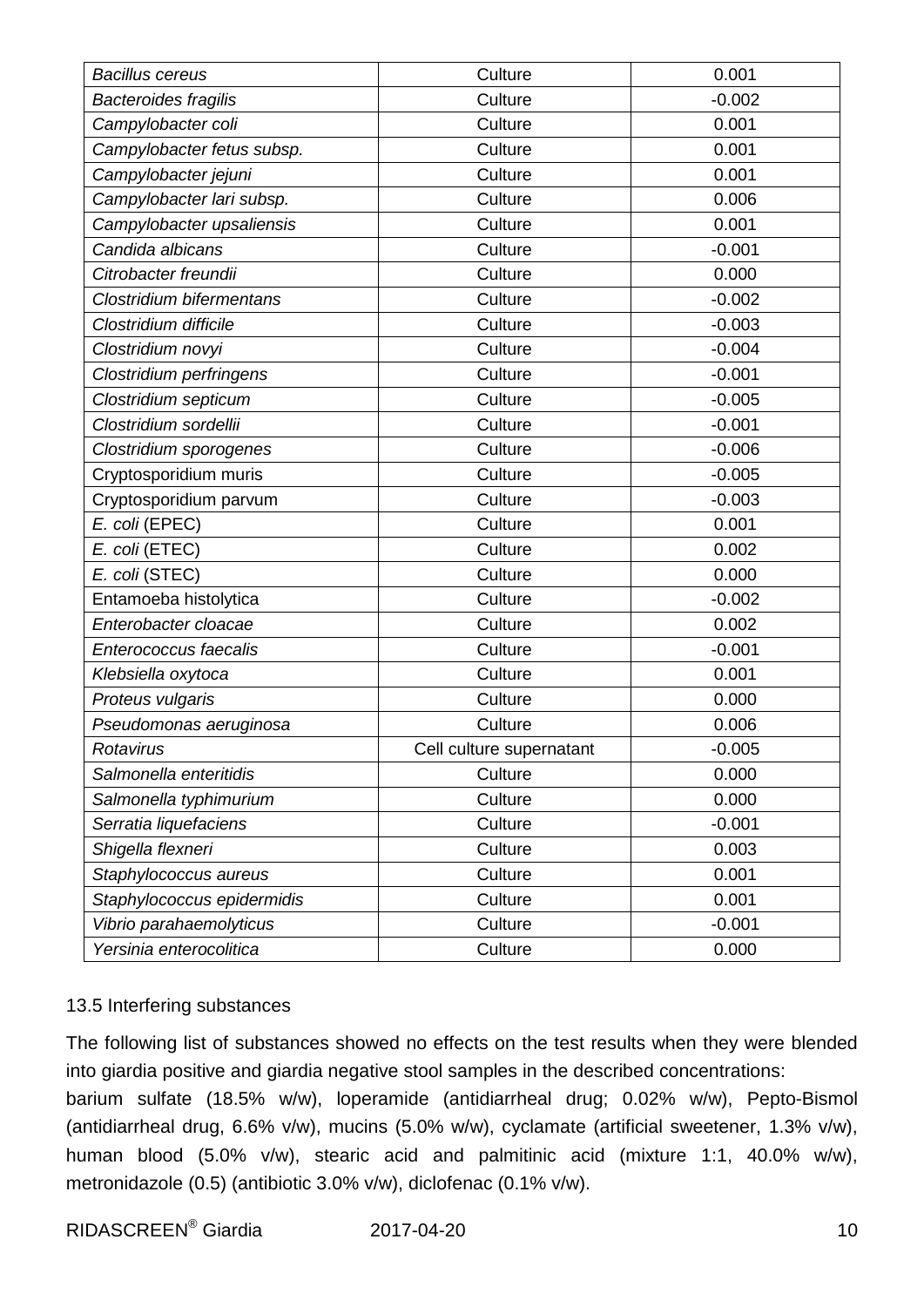| *Bacillus cereus* | Culture | 0.001 |
|---|---|---|
| *Bacteroides fragilis* | Culture | -0.002 |
| *Campylobacter coli* | Culture | 0.001 |
| *Campylobacter fetus subsp.* | Culture | 0.001 |
| *Campylobacter jejuni* | Culture | 0.001 |
| *Campylobacter lari subsp.* | Culture | 0.006 |
| *Campylobacter upsaliensis* | Culture | 0.001 |
| *Candida albicans* | Culture | -0.001 |
| *Citrobacter freundii* | Culture | 0.000 |
| *Clostridium bifermentans* | Culture | -0.002 |
| *Clostridium difficile* | Culture | -0.003 |
| *Clostridium novyi* | Culture | -0.004 |
| *Clostridium perfringens* | Culture | -0.001 |
| *Clostridium septicum* | Culture | -0.005 |
| *Clostridium sordellii* | Culture | -0.001 |
| *Clostridium sporogenes* | Culture | -0.006 |
| Cryptosporidium muris | Culture | -0.005 |
| Cryptosporidium parvum | Culture | -0.003 |
| *E. coli* (EPEC) | Culture | 0.001 |
| *E. coli* (ETEC) | Culture | 0.002 |
| *E. coli* (STEC) | Culture | 0.000 |
| Entamoeba histolytica | Culture | -0.002 |
| *Enterobacter cloacae* | Culture | 0.002 |
| *Enterococcus faecalis* | Culture | -0.001 |
| *Klebsiella oxytoca* | Culture | 0.001 |
| *Proteus vulgaris* | Culture | 0.000 |
| *Pseudomonas aeruginosa* | Culture | 0.006 |
| *Rotavirus* | Cell culture supernatant | -0.005 |
| *Salmonella enteritidis* | Culture | 0.000 |
| *Salmonella typhimurium* | Culture | 0.000 |
| *Serratia liquefaciens* | Culture | -0.001 |
| *Shigella flexneri* | Culture | 0.003 |
| *Staphylococcus aureus* | Culture | 0.001 |
| *Staphylococcus epidermidis* | Culture | 0.001 |
| *Vibrio parahaemolyticus* | Culture | -0.001 |
| *Yersinia enterocolitica* | Culture | 0.000 |

13.5 Interfering substances

The following list of substances showed no effects on the test results when they were blended into giardia positive and giardia negative stool samples in the described concentrations:
barium sulfate (18.5% w/w), loperamide (antidiarrheal drug; 0.02% w/w), Pepto-Bismol (antidiarrheal drug, 6.6% v/w), mucins (5.0% w/w), cyclamate (artificial sweetener, 1.3% v/w), human blood (5.0% v/w), stearic acid and palmitinic acid (mixture 1:1, 40.0% w/w), metronidazole (0.5) (antibiotic 3.0% v/w), diclofenac (0.1% v/w).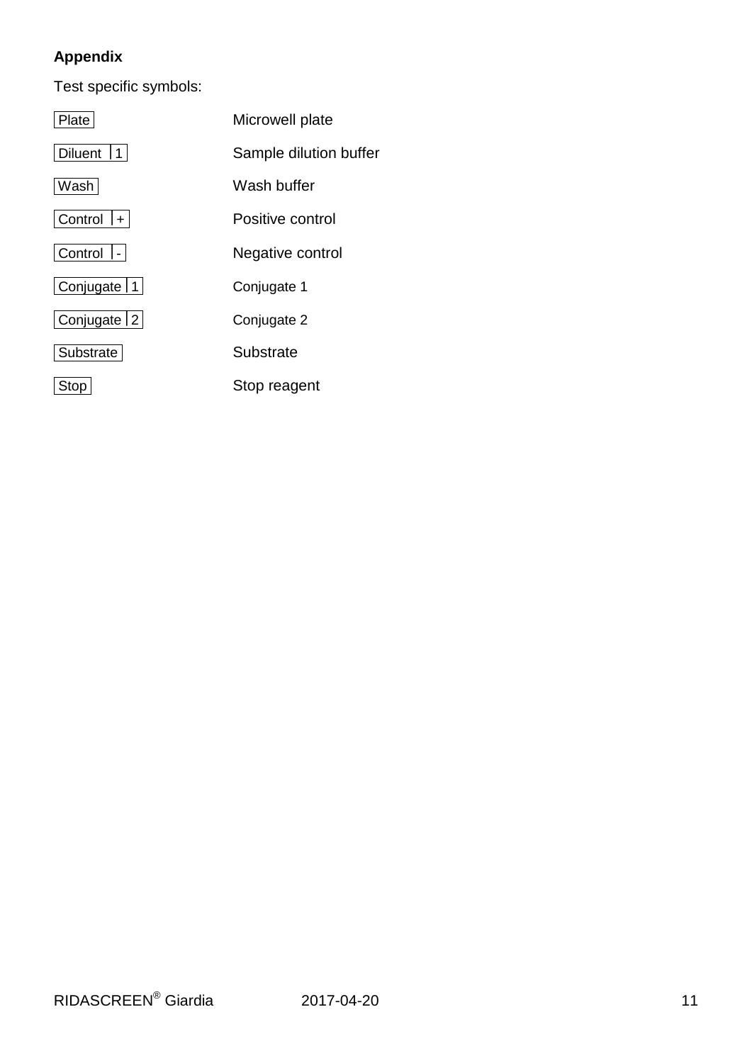**Appendix**

Test specific symbols:

| | |
|---|---|
| Plate | Microwell plate |
| Diluent \| 1 | Sample dilution buffer |
| Wash | Wash buffer |
| Control \| + | Positive control |
| Control \| - | Negative control |
| Conjugate \| 1 | Conjugate 1 |
| Conjugate \| 2 | Conjugate 2 |
| Substrate | Substrate |
| Stop | Stop reagent |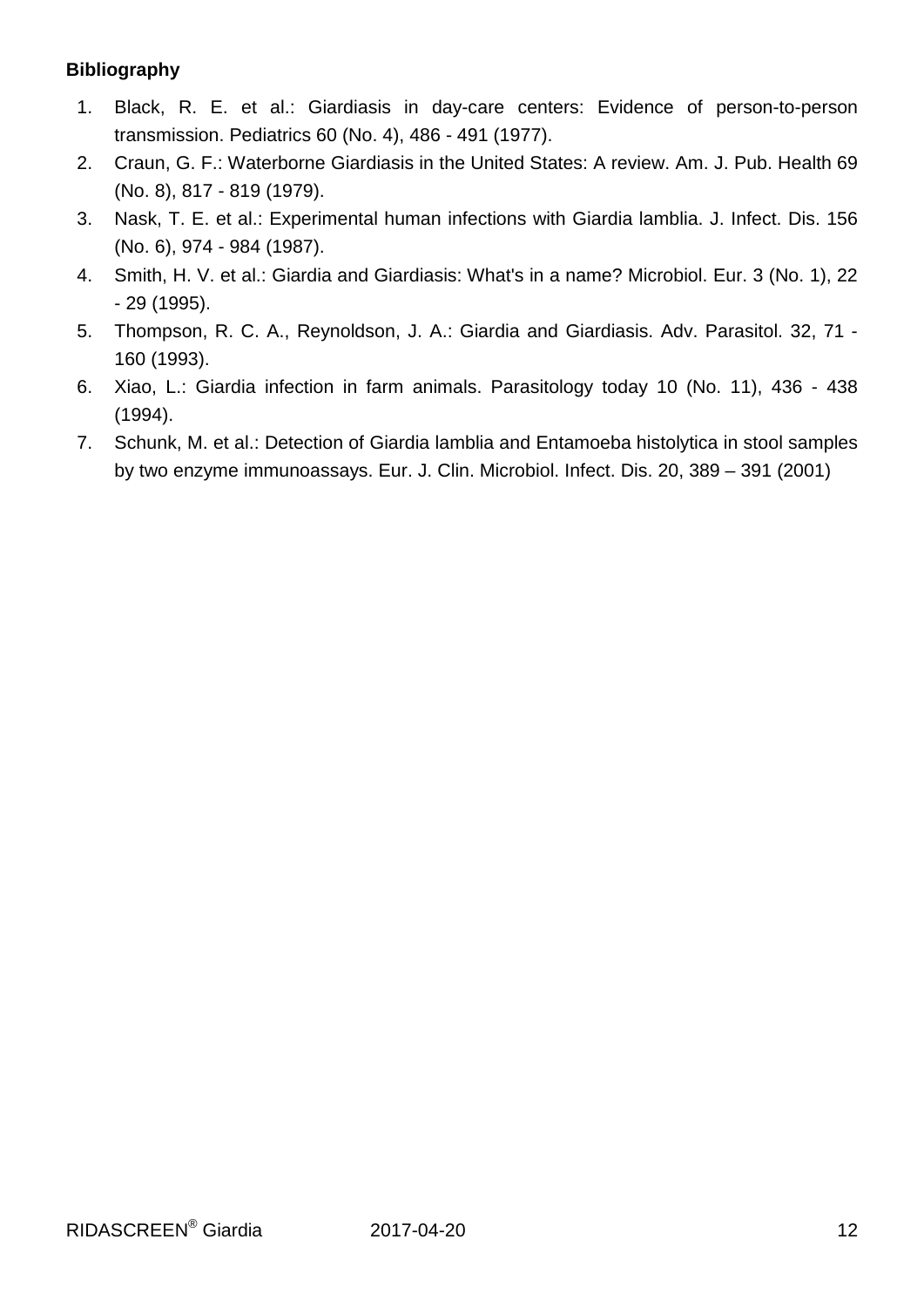**Bibliography**

1. Black, R. E. et al.: Giardiasis in day-care centers: Evidence of person-to-person transmission. Pediatrics 60 (No. 4), 486 - 491 (1977).
2. Craun, G. F.: Waterborne Giardiasis in the United States: A review. Am. J. Pub. Health 69 (No. 8), 817 - 819 (1979).
3. Nask, T. E. et al.: Experimental human infections with Giardia lamblia. J. Infect. Dis. 156 (No. 6), 974 - 984 (1987).
4. Smith, H. V. et al.: Giardia and Giardiasis: What's in a name? Microbiol. Eur. 3 (No. 1), 22 - 29 (1995).
5. Thompson, R. C. A., Reynoldson, J. A.: Giardia and Giardiasis. Adv. Parasitol. 32, 71 - 160 (1993).
6. Xiao, L.: Giardia infection in farm animals. Parasitology today 10 (No. 11), 436 - 438 (1994).
7. Schunk, M. et al.: Detection of Giardia lamblia and Entamoeba histolytica in stool samples by two enzyme immunoassays. Eur. J. Clin. Microbiol. Infect. Dis. 20, 389 – 391 (2001)